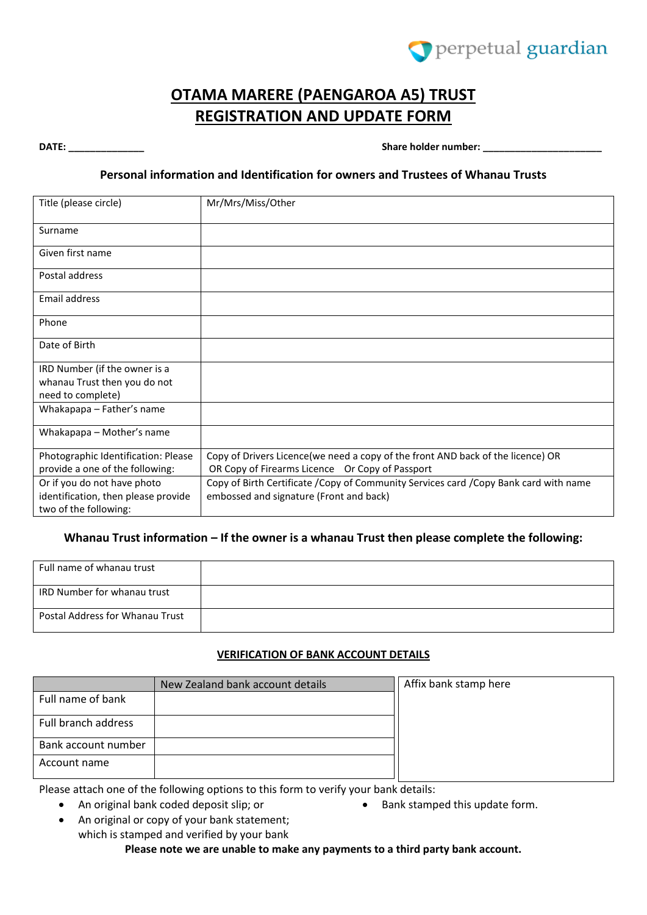perpetual guardian

# OTAMA MARERE (PAENGAROA A5) TRUST
# REGISTRATION AND UPDATE FORM

**DATE: ______________** **Share holder number: ______________________**

### Personal information and Identification for owners and Trustees of Whanau Trusts

| | |
|---|---|
| Title (please circle) | Mr/Mrs/Miss/Other |
| Surname | |
| Given first name | |
| Postal address | |
| Email address | |
| Phone | |
| Date of Birth | |
| IRD Number (if the owner is a whanau Trust then you do not need to complete) | |
| Whakapapa – Father's name | |
| Whakapapa – Mother's name | |
| Photographic Identification: Please provide a one of the following: | Copy of Drivers Licence(we need a copy of the front AND back of the licence) OR OR Copy of Firearms Licence Or Copy of Passport |
| Or if you do not have photo identification, then please provide two of the following: | Copy of Birth Certificate /Copy of Community Services card /Copy Bank card with name embossed and signature (Front and back) |

### Whanau Trust information – If the owner is a whanau Trust then please complete the following:

| | |
|---|---|
| Full name of whanau trust | |
| IRD Number for whanau trust | |
| Postal Address for Whanau Trust | |

### VERIFICATION OF BANK ACCOUNT DETAILS

| | New Zealand bank account details |
|---|---|
| Full name of bank | |
| Full branch address | |
| Bank account number | |
| Account name | |

Affix bank stamp here

Please attach one of the following options to this form to verify your bank details:

- An original bank coded deposit slip; or
- An original or copy of your bank statement; which is stamped and verified by your bank
- Bank stamped this update form.

**Please note we are unable to make any payments to a third party bank account.**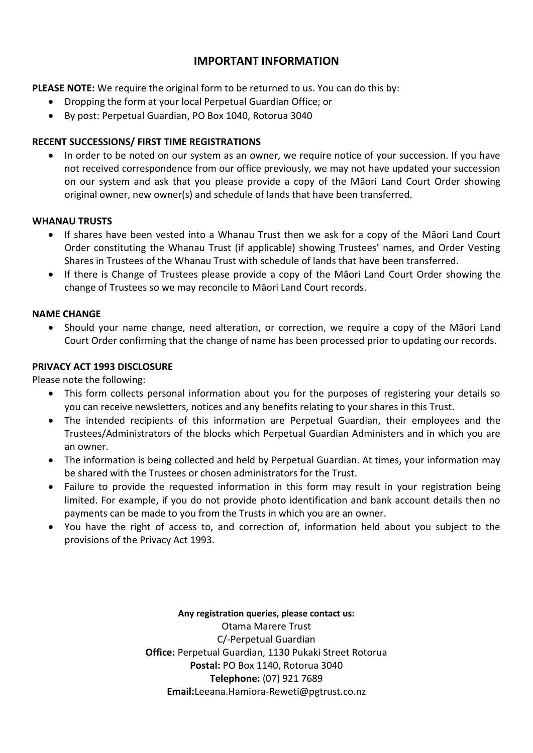# IMPORTANT INFORMATION

**PLEASE NOTE:** We require the original form to be returned to us. You can do this by:

- Dropping the form at your local Perpetual Guardian Office; or
- By post: Perpetual Guardian, PO Box 1040, Rotorua 3040

**RECENT SUCCESSIONS/ FIRST TIME REGISTRATIONS**

- In order to be noted on our system as an owner, we require notice of your succession. If you have not received correspondence from our office previously, we may not have updated your succession on our system and ask that you please provide a copy of the Māori Land Court Order showing original owner, new owner(s) and schedule of lands that have been transferred.

**WHANAU TRUSTS**

- If shares have been vested into a Whanau Trust then we ask for a copy of the Māori Land Court Order constituting the Whanau Trust (if applicable) showing Trustees' names, and Order Vesting Shares in Trustees of the Whanau Trust with schedule of lands that have been transferred.
- If there is Change of Trustees please provide a copy of the Māori Land Court Order showing the change of Trustees so we may reconcile to Māori Land Court records.

**NAME CHANGE**

- Should your name change, need alteration, or correction, we require a copy of the Māori Land Court Order confirming that the change of name has been processed prior to updating our records.

**PRIVACY ACT 1993 DISCLOSURE**

Please note the following:

- This form collects personal information about you for the purposes of registering your details so you can receive newsletters, notices and any benefits relating to your shares in this Trust.
- The intended recipients of this information are Perpetual Guardian, their employees and the Trustees/Administrators of the blocks which Perpetual Guardian Administers and in which you are an owner.
- The information is being collected and held by Perpetual Guardian. At times, your information may be shared with the Trustees or chosen administrators for the Trust.
- Failure to provide the requested information in this form may result in your registration being limited. For example, if you do not provide photo identification and bank account details then no payments can be made to you from the Trusts in which you are an owner.
- You have the right of access to, and correction of, information held about you subject to the provisions of the Privacy Act 1993.

**Any registration queries, please contact us:**
Otama Marere Trust
C/-Perpetual Guardian
**Office:** Perpetual Guardian, 1130 Pukaki Street Rotorua
**Postal:** PO Box 1140, Rotorua 3040
**Telephone:** (07) 921 7689
**Email:**Leeana.Hamiora-Reweti@pgtrust.co.nz